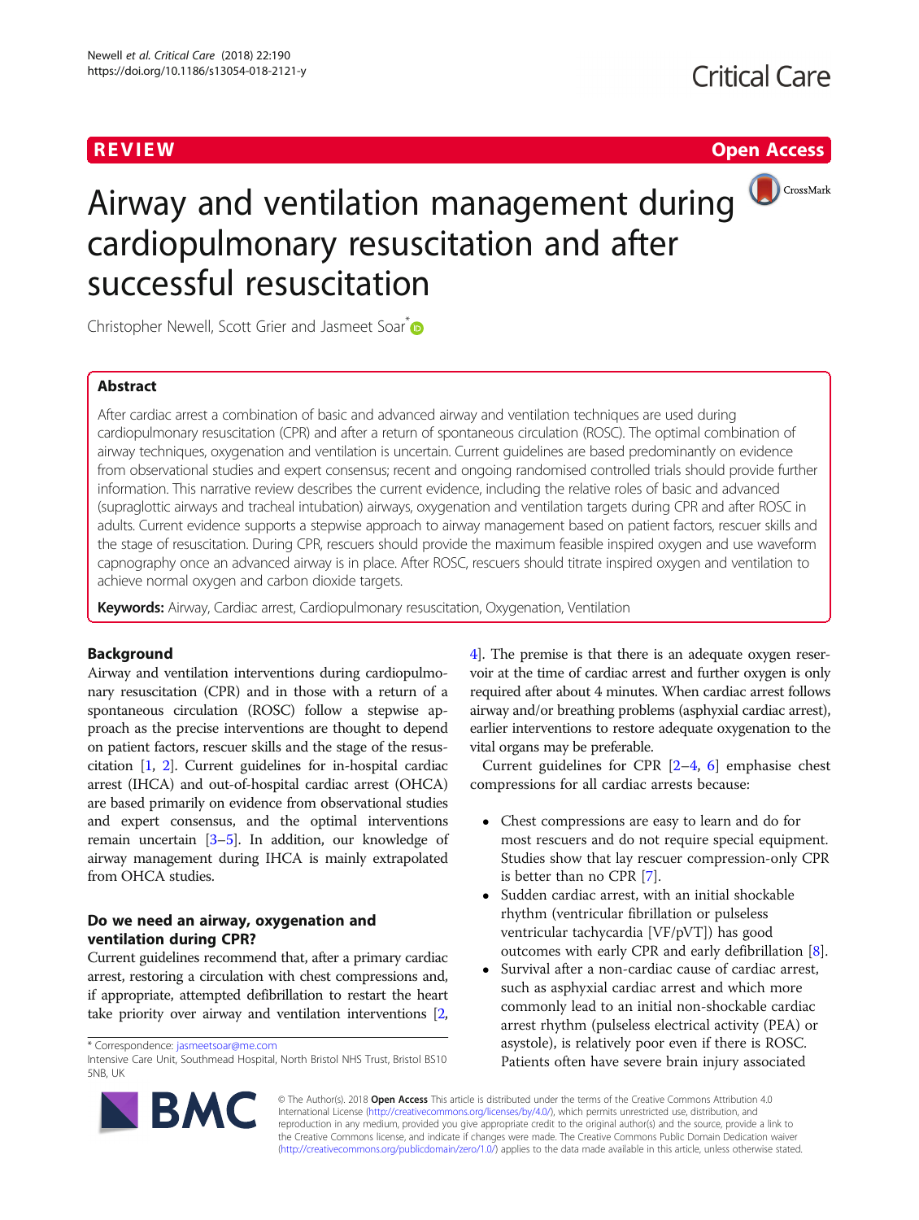REVIEW

Open Access

# Airway and ventilation management during cardiopulmonary resuscitation and after successful resuscitation

Christopher Newell, Scott Grier and Jasmeet Soar*

## Abstract

After cardiac arrest a combination of basic and advanced airway and ventilation techniques are used during cardiopulmonary resuscitation (CPR) and after a return of spontaneous circulation (ROSC). The optimal combination of airway techniques, oxygenation and ventilation is uncertain. Current guidelines are based predominantly on evidence from observational studies and expert consensus; recent and ongoing randomised controlled trials should provide further information. This narrative review describes the current evidence, including the relative roles of basic and advanced (supraglottic airways and tracheal intubation) airways, oxygenation and ventilation targets during CPR and after ROSC in adults. Current evidence supports a stepwise approach to airway management based on patient factors, rescuer skills and the stage of resuscitation. During CPR, rescuers should provide the maximum feasible inspired oxygen and use waveform capnography once an advanced airway is in place. After ROSC, rescuers should titrate inspired oxygen and ventilation to achieve normal oxygen and carbon dioxide targets.

**Keywords:** Airway, Cardiac arrest, Cardiopulmonary resuscitation, Oxygenation, Ventilation

## Background

Airway and ventilation interventions during cardiopulmonary resuscitation (CPR) and in those with a return of a spontaneous circulation (ROSC) follow a stepwise approach as the precise interventions are thought to depend on patient factors, rescuer skills and the stage of the resuscitation [1, 2]. Current guidelines for in-hospital cardiac arrest (IHCA) and out-of-hospital cardiac arrest (OHCA) are based primarily on evidence from observational studies and expert consensus, and the optimal interventions remain uncertain [3–5]. In addition, our knowledge of airway management during IHCA is mainly extrapolated from OHCA studies.

## Do we need an airway, oxygenation and ventilation during CPR?

Current guidelines recommend that, after a primary cardiac arrest, restoring a circulation with chest compressions and, if appropriate, attempted defibrillation to restart the heart take priority over airway and ventilation interventions [2, 4]. The premise is that there is an adequate oxygen reservoir at the time of cardiac arrest and further oxygen is only required after about 4 minutes. When cardiac arrest follows airway and/or breathing problems (asphyxial cardiac arrest), earlier interventions to restore adequate oxygenation to the vital organs may be preferable.

Current guidelines for CPR [2–4, 6] emphasise chest compressions for all cardiac arrests because:

- Chest compressions are easy to learn and do for most rescuers and do not require special equipment. Studies show that lay rescuer compression-only CPR is better than no CPR [7].
- Sudden cardiac arrest, with an initial shockable rhythm (ventricular fibrillation or pulseless ventricular tachycardia [VF/pVT]) has good outcomes with early CPR and early defibrillation [8].
- Survival after a non-cardiac cause of cardiac arrest, such as asphyxial cardiac arrest and which more commonly lead to an initial non-shockable cardiac arrest rhythm (pulseless electrical activity (PEA) or asystole), is relatively poor even if there is ROSC. Patients often have severe brain injury associated

\* Correspondence: jasmeetsoar@me.com
Intensive Care Unit, Southmead Hospital, North Bristol NHS Trust, Bristol BS10 5NB, UK

© The Author(s). 2018 **Open Access** This article is distributed under the terms of the Creative Commons Attribution 4.0 International License (http://creativecommons.org/licenses/by/4.0/), which permits unrestricted use, distribution, and reproduction in any medium, provided you give appropriate credit to the original author(s) and the source, provide a link to the Creative Commons license, and indicate if changes were made. The Creative Commons Public Domain Dedication waiver (http://creativecommons.org/publicdomain/zero/1.0/) applies to the data made available in this article, unless otherwise stated.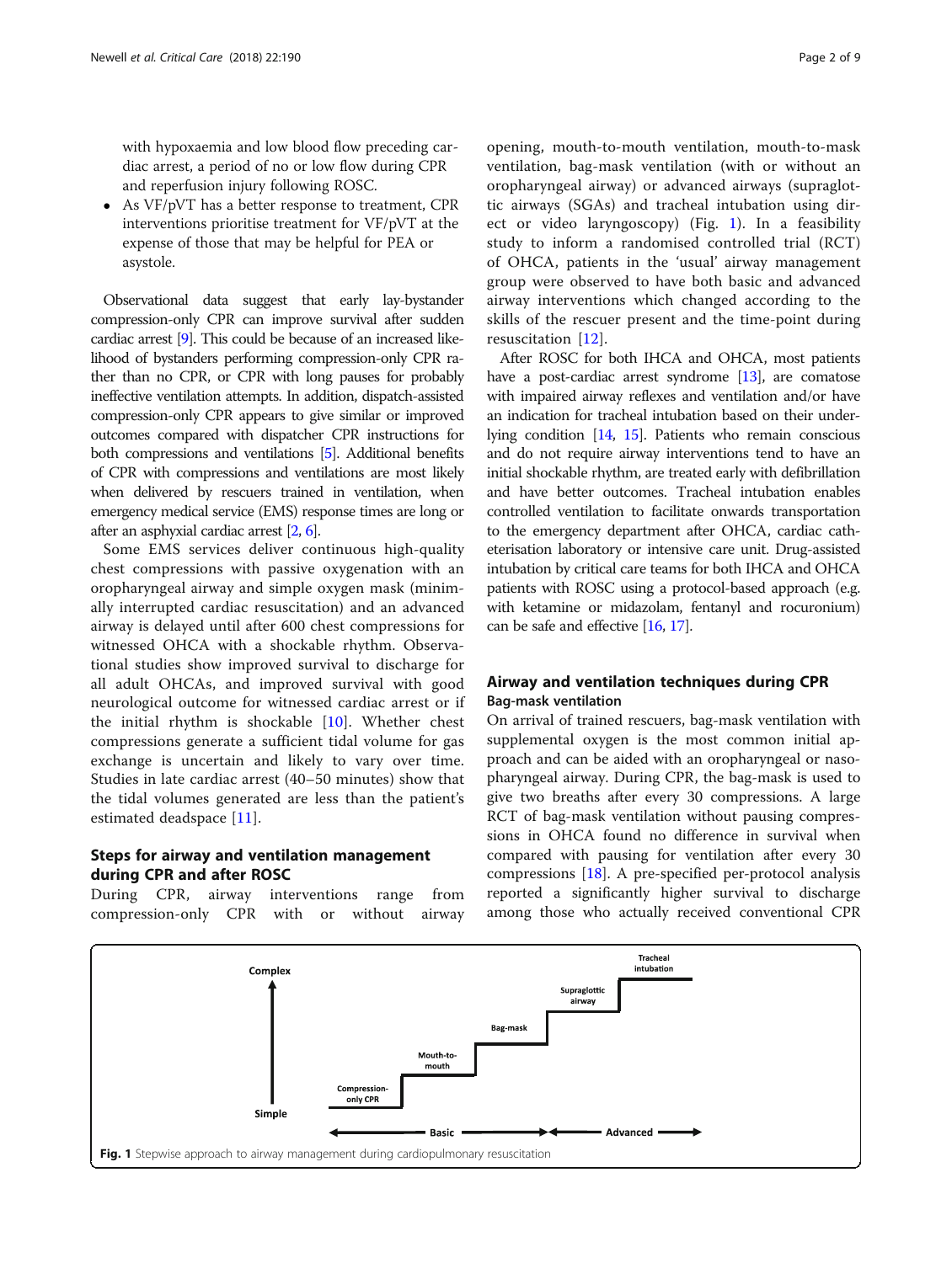with hypoxaemia and low blood flow preceding cardiac arrest, a period of no or low flow during CPR and reperfusion injury following ROSC.
- As VF/pVT has a better response to treatment, CPR interventions prioritise treatment for VF/pVT at the expense of those that may be helpful for PEA or asystole.

Observational data suggest that early lay-bystander compression-only CPR can improve survival after sudden cardiac arrest [9]. This could be because of an increased likelihood of bystanders performing compression-only CPR rather than no CPR, or CPR with long pauses for probably ineffective ventilation attempts. In addition, dispatch-assisted compression-only CPR appears to give similar or improved outcomes compared with dispatcher CPR instructions for both compressions and ventilations [5]. Additional benefits of CPR with compressions and ventilations are most likely when delivered by rescuers trained in ventilation, when emergency medical service (EMS) response times are long or after an asphyxial cardiac arrest [2, 6].

Some EMS services deliver continuous high-quality chest compressions with passive oxygenation with an oropharyngeal airway and simple oxygen mask (minimally interrupted cardiac resuscitation) and an advanced airway is delayed until after 600 chest compressions for witnessed OHCA with a shockable rhythm. Observational studies show improved survival to discharge for all adult OHCAs, and improved survival with good neurological outcome for witnessed cardiac arrest or if the initial rhythm is shockable [10]. Whether chest compressions generate a sufficient tidal volume for gas exchange is uncertain and likely to vary over time. Studies in late cardiac arrest (40–50 minutes) show that the tidal volumes generated are less than the patient's estimated deadspace [11].

## Steps for airway and ventilation management during CPR and after ROSC

During CPR, airway interventions range from compression-only CPR with or without airway opening, mouth-to-mouth ventilation, mouth-to-mask ventilation, bag-mask ventilation (with or without an oropharyngeal airway) or advanced airways (supraglottic airways (SGAs) and tracheal intubation using direct or video laryngoscopy) (Fig. 1). In a feasibility study to inform a randomised controlled trial (RCT) of OHCA, patients in the 'usual' airway management group were observed to have both basic and advanced airway interventions which changed according to the skills of the rescuer present and the time-point during resuscitation [12].

After ROSC for both IHCA and OHCA, most patients have a post-cardiac arrest syndrome [13], are comatose with impaired airway reflexes and ventilation and/or have an indication for tracheal intubation based on their underlying condition [14, 15]. Patients who remain conscious and do not require airway interventions tend to have an initial shockable rhythm, are treated early with defibrillation and have better outcomes. Tracheal intubation enables controlled ventilation to facilitate onwards transportation to the emergency department after OHCA, cardiac catheterisation laboratory or intensive care unit. Drug-assisted intubation by critical care teams for both IHCA and OHCA patients with ROSC using a protocol-based approach (e.g. with ketamine or midazolam, fentanyl and rocuronium) can be safe and effective [16, 17].

## Airway and ventilation techniques during CPR

### Bag-mask ventilation

On arrival of trained rescuers, bag-mask ventilation with supplemental oxygen is the most common initial approach and can be aided with an oropharyngeal or nasopharyngeal airway. During CPR, the bag-mask is used to give two breaths after every 30 compressions. A large RCT of bag-mask ventilation without pausing compressions in OHCA found no difference in survival when compared with pausing for ventilation after every 30 compressions [18]. A pre-specified per-protocol analysis reported a significantly higher survival to discharge among those who actually received conventional CPR

Complex

Simple

Compression-only CPR — Mouth-to-mouth — Bag-mask — Supraglottic airway — Tracheal intubation

Basic ← → Advanced

**Fig. 1** Stepwise approach to airway management during cardiopulmonary resuscitation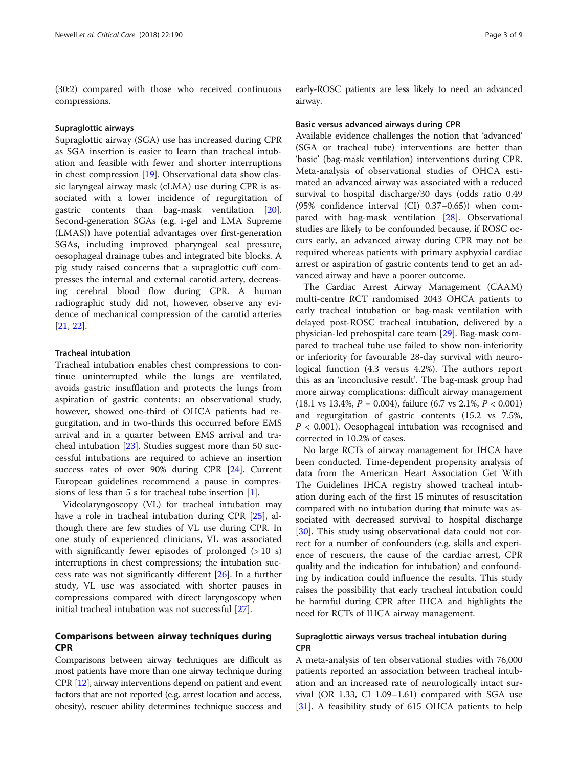(30:2) compared with those who received continuous compressions.

### Supraglottic airways

Supraglottic airway (SGA) use has increased during CPR as SGA insertion is easier to learn than tracheal intubation and feasible with fewer and shorter interruptions in chest compression [19]. Observational data show classic laryngeal airway mask (cLMA) use during CPR is associated with a lower incidence of regurgitation of gastric contents than bag-mask ventilation [20]. Second-generation SGAs (e.g. i-gel and LMA Supreme (LMAS)) have potential advantages over first-generation SGAs, including improved pharyngeal seal pressure, oesophageal drainage tubes and integrated bite blocks. A pig study raised concerns that a supraglottic cuff compresses the internal and external carotid artery, decreasing cerebral blood flow during CPR. A human radiographic study did not, however, observe any evidence of mechanical compression of the carotid arteries [21, 22].

### Tracheal intubation

Tracheal intubation enables chest compressions to continue uninterrupted while the lungs are ventilated, avoids gastric insufflation and protects the lungs from aspiration of gastric contents: an observational study, however, showed one-third of OHCA patients had regurgitation, and in two-thirds this occurred before EMS arrival and in a quarter between EMS arrival and tracheal intubation [23]. Studies suggest more than 50 successful intubations are required to achieve an insertion success rates of over 90% during CPR [24]. Current European guidelines recommend a pause in compressions of less than 5 s for tracheal tube insertion [1].

Videolaryngoscopy (VL) for tracheal intubation may have a role in tracheal intubation during CPR [25], although there are few studies of VL use during CPR. In one study of experienced clinicians, VL was associated with significantly fewer episodes of prolonged (> 10 s) interruptions in chest compressions; the intubation success rate was not significantly different [26]. In a further study, VL use was associated with shorter pauses in compressions compared with direct laryngoscopy when initial tracheal intubation was not successful [27].

## Comparisons between airway techniques during CPR

Comparisons between airway techniques are difficult as most patients have more than one airway technique during CPR [12], airway interventions depend on patient and event factors that are not reported (e.g. arrest location and access, obesity), rescuer ability determines technique success and early-ROSC patients are less likely to need an advanced airway.

### Basic versus advanced airways during CPR

Available evidence challenges the notion that 'advanced' (SGA or tracheal tube) interventions are better than 'basic' (bag-mask ventilation) interventions during CPR. Meta-analysis of observational studies of OHCA estimated an advanced airway was associated with a reduced survival to hospital discharge/30 days (odds ratio 0.49 (95% confidence interval (CI) 0.37–0.65)) when compared with bag-mask ventilation [28]. Observational studies are likely to be confounded because, if ROSC occurs early, an advanced airway during CPR may not be required whereas patients with primary asphyxial cardiac arrest or aspiration of gastric contents tend to get an advanced airway and have a poorer outcome.

The Cardiac Arrest Airway Management (CAAM) multi-centre RCT randomised 2043 OHCA patients to early tracheal intubation or bag-mask ventilation with delayed post-ROSC tracheal intubation, delivered by a physician-led prehospital care team [29]. Bag-mask compared to tracheal tube use failed to show non-inferiority or inferiority for favourable 28-day survival with neurological function (4.3 versus 4.2%). The authors report this as an 'inconclusive result'. The bag-mask group had more airway complications: difficult airway management (18.1 vs 13.4%, $P = 0.004$), failure (6.7 vs 2.1%, $P < 0.001$) and regurgitation of gastric contents (15.2 vs 7.5%, $P < 0.001$). Oesophageal intubation was recognised and corrected in 10.2% of cases.

No large RCTs of airway management for IHCA have been conducted. Time-dependent propensity analysis of data from the American Heart Association Get With The Guidelines IHCA registry showed tracheal intubation during each of the first 15 minutes of resuscitation compared with no intubation during that minute was associated with decreased survival to hospital discharge [30]. This study using observational data could not correct for a number of confounders (e.g. skills and experience of rescuers, the cause of the cardiac arrest, CPR quality and the indication for intubation) and confounding by indication could influence the results. This study raises the possibility that early tracheal intubation could be harmful during CPR after IHCA and highlights the need for RCTs of IHCA airway management.

### Supraglottic airways versus tracheal intubation during CPR

A meta-analysis of ten observational studies with 76,000 patients reported an association between tracheal intubation and an increased rate of neurologically intact survival (OR 1.33, CI 1.09–1.61) compared with SGA use [31]. A feasibility study of 615 OHCA patients to help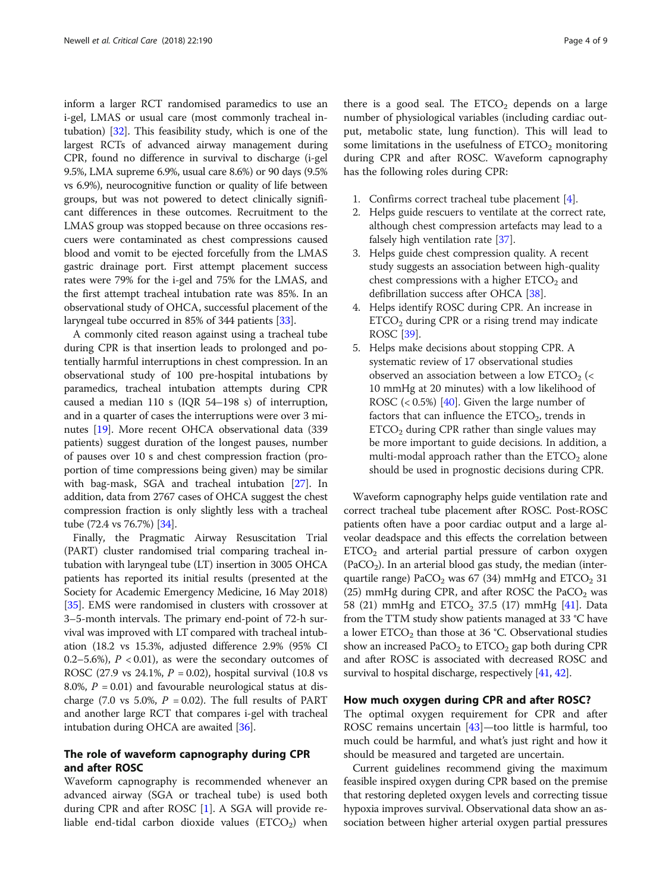inform a larger RCT randomised paramedics to use an i-gel, LMAS or usual care (most commonly tracheal intubation) [32]. This feasibility study, which is one of the largest RCTs of advanced airway management during CPR, found no difference in survival to discharge (i-gel 9.5%, LMA supreme 6.9%, usual care 8.6%) or 90 days (9.5% vs 6.9%), neurocognitive function or quality of life between groups, but was not powered to detect clinically significant differences in these outcomes. Recruitment to the LMAS group was stopped because on three occasions rescuers were contaminated as chest compressions caused blood and vomit to be ejected forcefully from the LMAS gastric drainage port. First attempt placement success rates were 79% for the i-gel and 75% for the LMAS, and the first attempt tracheal intubation rate was 85%. In an observational study of OHCA, successful placement of the laryngeal tube occurred in 85% of 344 patients [33].

A commonly cited reason against using a tracheal tube during CPR is that insertion leads to prolonged and potentially harmful interruptions in chest compression. In an observational study of 100 pre-hospital intubations by paramedics, tracheal intubation attempts during CPR caused a median 110 s (IQR 54–198 s) of interruption, and in a quarter of cases the interruptions were over 3 minutes [19]. More recent OHCA observational data (339 patients) suggest duration of the longest pauses, number of pauses over 10 s and chest compression fraction (proportion of time compressions being given) may be similar with bag-mask, SGA and tracheal intubation [27]. In addition, data from 2767 cases of OHCA suggest the chest compression fraction is only slightly less with a tracheal tube (72.4 vs 76.7%) [34].

Finally, the Pragmatic Airway Resuscitation Trial (PART) cluster randomised trial comparing tracheal intubation with laryngeal tube (LT) insertion in 3005 OHCA patients has reported its initial results (presented at the Society for Academic Emergency Medicine, 16 May 2018) [35]. EMS were randomised in clusters with crossover at 3–5-month intervals. The primary end-point of 72-h survival was improved with LT compared with tracheal intubation (18.2 vs 15.3%, adjusted difference 2.9% (95% CI 0.2–5.6%), $P < 0.01$), as were the secondary outcomes of ROSC (27.9 vs 24.1%, $P = 0.02$), hospital survival (10.8 vs 8.0%, $P = 0.01$) and favourable neurological status at discharge (7.0 vs 5.0%, $P = 0.02$). The full results of PART and another large RCT that compares i-gel with tracheal intubation during OHCA are awaited [36].

## The role of waveform capnography during CPR and after ROSC

Waveform capnography is recommended whenever an advanced airway (SGA or tracheal tube) is used both during CPR and after ROSC [1]. A SGA will provide reliable end-tidal carbon dioxide values ($ETCO_2$) when there is a good seal. The $ETCO_2$ depends on a large number of physiological variables (including cardiac output, metabolic state, lung function). This will lead to some limitations in the usefulness of $ETCO_2$ monitoring during CPR and after ROSC. Waveform capnography has the following roles during CPR:

1. Confirms correct tracheal tube placement [4].
2. Helps guide rescuers to ventilate at the correct rate, although chest compression artefacts may lead to a falsely high ventilation rate [37].
3. Helps guide chest compression quality. A recent study suggests an association between high-quality chest compressions with a higher $ETCO_2$ and defibrillation success after OHCA [38].
4. Helps identify ROSC during CPR. An increase in $ETCO_2$ during CPR or a rising trend may indicate ROSC [39].
5. Helps make decisions about stopping CPR. A systematic review of 17 observational studies observed an association between a low $ETCO_2$ (< 10 mmHg at 20 minutes) with a low likelihood of ROSC (< 0.5%) [40]. Given the large number of factors that can influence the $ETCO_2$, trends in $ETCO_2$ during CPR rather than single values may be more important to guide decisions. In addition, a multi-modal approach rather than the $ETCO_2$ alone should be used in prognostic decisions during CPR.

Waveform capnography helps guide ventilation rate and correct tracheal tube placement after ROSC. Post-ROSC patients often have a poor cardiac output and a large alveolar deadspace and this effects the correlation between $ETCO_2$ and arterial partial pressure of carbon oxygen ($PaCO_2$). In an arterial blood gas study, the median (interquartile range) $PaCO_2$ was 67 (34) mmHg and $ETCO_2$ 31 (25) mmHg during CPR, and after ROSC the $PaCO_2$ was 58 (21) mmHg and $ETCO_2$ 37.5 (17) mmHg [41]. Data from the TTM study show patients managed at 33 °C have a lower $ETCO_2$ than those at 36 °C. Observational studies show an increased $PaCO_2$ to $ETCO_2$ gap both during CPR and after ROSC is associated with decreased ROSC and survival to hospital discharge, respectively [41, 42].

## How much oxygen during CPR and after ROSC?

The optimal oxygen requirement for CPR and after ROSC remains uncertain [43]—too little is harmful, too much could be harmful, and what's just right and how it should be measured and targeted are uncertain.

Current guidelines recommend giving the maximum feasible inspired oxygen during CPR based on the premise that restoring depleted oxygen levels and correcting tissue hypoxia improves survival. Observational data show an association between higher arterial oxygen partial pressures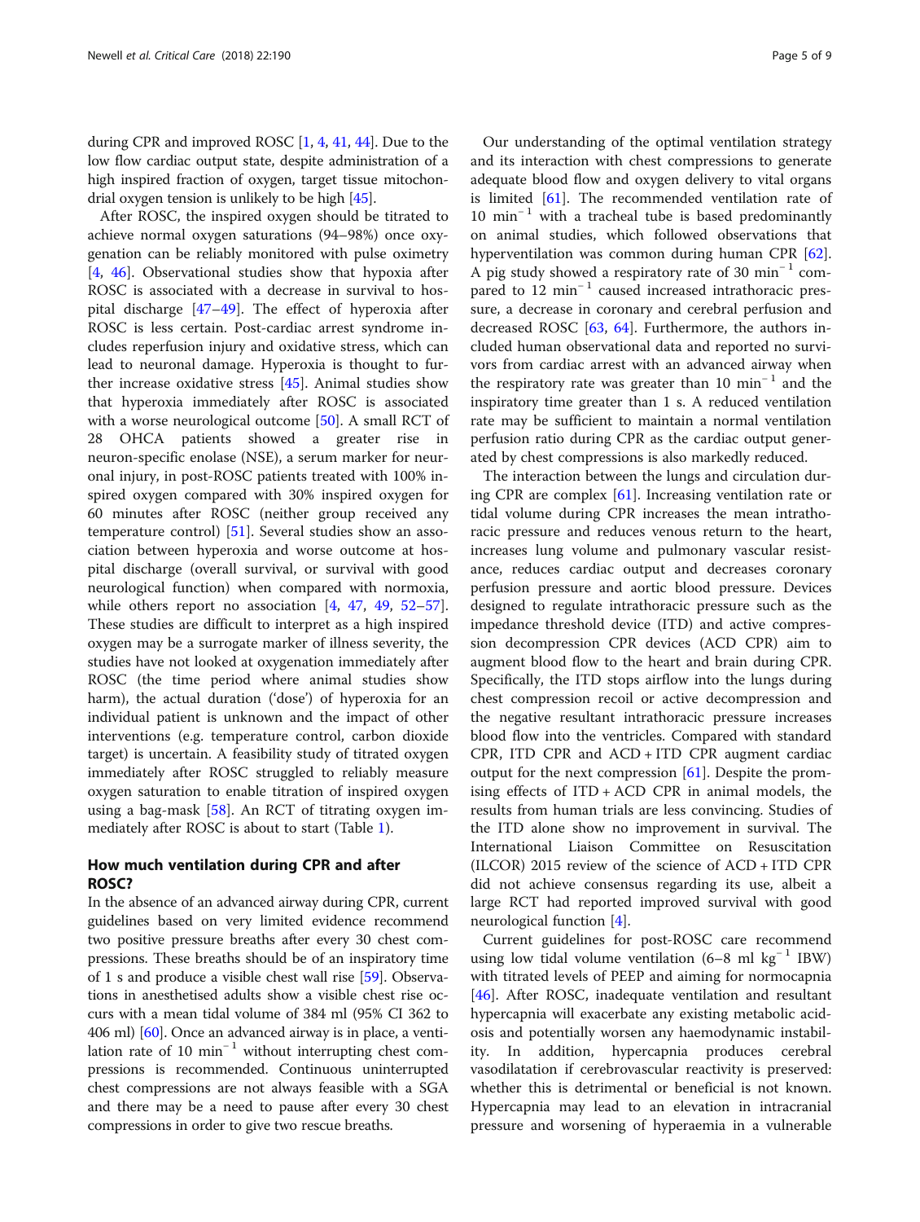during CPR and improved ROSC [1, 4, 41, 44]. Due to the low flow cardiac output state, despite administration of a high inspired fraction of oxygen, target tissue mitochondrial oxygen tension is unlikely to be high [45].

After ROSC, the inspired oxygen should be titrated to achieve normal oxygen saturations (94–98%) once oxygenation can be reliably monitored with pulse oximetry [4, 46]. Observational studies show that hypoxia after ROSC is associated with a decrease in survival to hospital discharge [47–49]. The effect of hyperoxia after ROSC is less certain. Post-cardiac arrest syndrome includes reperfusion injury and oxidative stress, which can lead to neuronal damage. Hyperoxia is thought to further increase oxidative stress [45]. Animal studies show that hyperoxia immediately after ROSC is associated with a worse neurological outcome [50]. A small RCT of 28 OHCA patients showed a greater rise in neuron-specific enolase (NSE), a serum marker for neuronal injury, in post-ROSC patients treated with 100% inspired oxygen compared with 30% inspired oxygen for 60 minutes after ROSC (neither group received any temperature control) [51]. Several studies show an association between hyperoxia and worse outcome at hospital discharge (overall survival, or survival with good neurological function) when compared with normoxia, while others report no association [4, 47, 49, 52–57]. These studies are difficult to interpret as a high inspired oxygen may be a surrogate marker of illness severity, the studies have not looked at oxygenation immediately after ROSC (the time period where animal studies show harm), the actual duration ('dose') of hyperoxia for an individual patient is unknown and the impact of other interventions (e.g. temperature control, carbon dioxide target) is uncertain. A feasibility study of titrated oxygen immediately after ROSC struggled to reliably measure oxygen saturation to enable titration of inspired oxygen using a bag-mask [58]. An RCT of titrating oxygen immediately after ROSC is about to start (Table 1).

## How much ventilation during CPR and after ROSC?

In the absence of an advanced airway during CPR, current guidelines based on very limited evidence recommend two positive pressure breaths after every 30 chest compressions. These breaths should be of an inspiratory time of 1 s and produce a visible chest wall rise [59]. Observations in anesthetised adults show a visible chest rise occurs with a mean tidal volume of 384 ml (95% CI 362 to 406 ml) [60]. Once an advanced airway is in place, a ventilation rate of 10 $min^{-1}$ without interrupting chest compressions is recommended. Continuous uninterrupted chest compressions are not always feasible with a SGA and there may be a need to pause after every 30 chest compressions in order to give two rescue breaths.

Our understanding of the optimal ventilation strategy and its interaction with chest compressions to generate adequate blood flow and oxygen delivery to vital organs is limited [61]. The recommended ventilation rate of 10 $min^{-1}$ with a tracheal tube is based predominantly on animal studies, which followed observations that hyperventilation was common during human CPR [62]. A pig study showed a respiratory rate of 30 $min^{-1}$ compared to 12 $min^{-1}$ caused increased intrathoracic pressure, a decrease in coronary and cerebral perfusion and decreased ROSC [63, 64]. Furthermore, the authors included human observational data and reported no survivors from cardiac arrest with an advanced airway when the respiratory rate was greater than 10 $min^{-1}$ and the inspiratory time greater than 1 s. A reduced ventilation rate may be sufficient to maintain a normal ventilation perfusion ratio during CPR as the cardiac output generated by chest compressions is also markedly reduced.

The interaction between the lungs and circulation during CPR are complex [61]. Increasing ventilation rate or tidal volume during CPR increases the mean intrathoracic pressure and reduces venous return to the heart, increases lung volume and pulmonary vascular resistance, reduces cardiac output and decreases coronary perfusion pressure and aortic blood pressure. Devices designed to regulate intrathoracic pressure such as the impedance threshold device (ITD) and active compression decompression CPR devices (ACD CPR) aim to augment blood flow to the heart and brain during CPR. Specifically, the ITD stops airflow into the lungs during chest compression recoil or active decompression and the negative resultant intrathoracic pressure increases blood flow into the ventricles. Compared with standard CPR, ITD CPR and ACD + ITD CPR augment cardiac output for the next compression [61]. Despite the promising effects of ITD + ACD CPR in animal models, the results from human trials are less convincing. Studies of the ITD alone show no improvement in survival. The International Liaison Committee on Resuscitation (ILCOR) 2015 review of the science of ACD + ITD CPR did not achieve consensus regarding its use, albeit a large RCT had reported improved survival with good neurological function [4].

Current guidelines for post-ROSC care recommend using low tidal volume ventilation (6–8 ml $kg^{-1}$ IBW) with titrated levels of PEEP and aiming for normocapnia [46]. After ROSC, inadequate ventilation and resultant hypercapnia will exacerbate any existing metabolic acidosis and potentially worsen any haemodynamic instability. In addition, hypercapnia produces cerebral vasodilatation if cerebrovascular reactivity is preserved: whether this is detrimental or beneficial is not known. Hypercapnia may lead to an elevation in intracranial pressure and worsening of hyperaemia in a vulnerable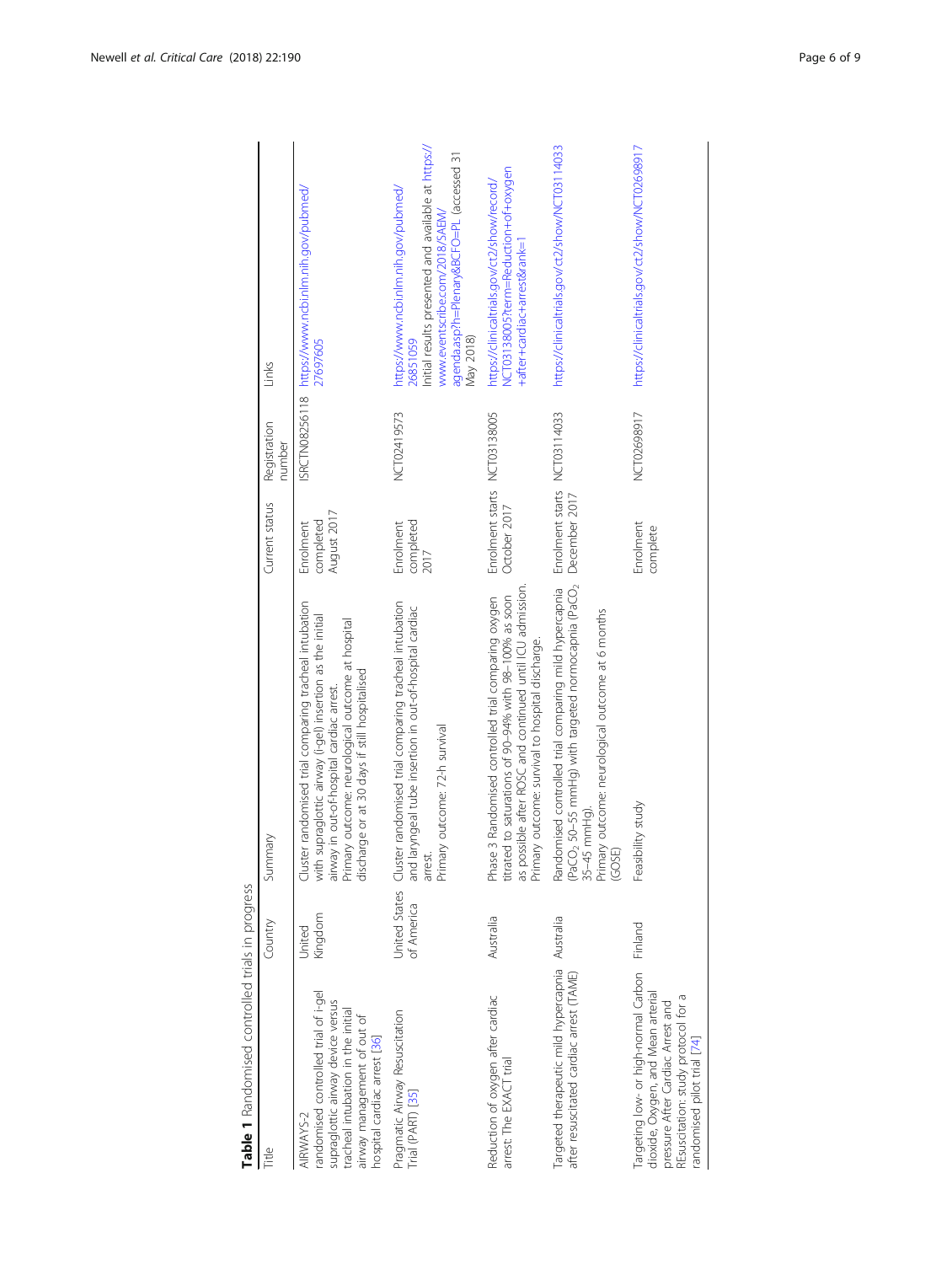**Table 1** Randomised controlled trials in progress

| Title | Country | Summary | Current status | Registration number | Links |
|---|---|---|---|---|---|
| AIRWAYS-2 randomised controlled trial of i-gel supraglottic airway device versus tracheal intubation in the initial airway management of out of hospital cardiac arrest [36] | United Kingdom | Cluster randomised trial comparing tracheal intubation with supraglottic airway (i-gel) insertion as the initial airway in out-of-hospital cardiac arrest. Primary outcome: neurological outcome at hospital discharge or at 30 days if still hospitalised | Enrolment completed August 2017 | ISRCTN08256118 | https://www.ncbi.nlm.nih.gov/pubmed/27697605 |
| Pragmatic Airway Resuscitation Trial (PART) [35] | United States of America | Cluster randomised trial comparing tracheal intubation and laryngeal tube insertion in out-of-hospital cardiac arrest. Primary outcome: 72-h survival | Enrolment completed 2017 | NCT02419573 | https://www.ncbi.nlm.nih.gov/pubmed/26851059 Initial results presented and available at https://www.eventscribe.com/2018/SAEM/agenda.asp?h=Plenary&BCFO=PL (accessed 31 May 2018) |
| Reduction of oxygen after cardiac arrest: The EXACT trial | Australia | Phase 3 Randomised controlled trial comparing oxygen titrated to saturations of 90–94% with 98–100% as soon as possible after ROSC and continued until ICU admission. Primary outcome: survival to hospital discharge. | Enrolment starts October 2017 | NCT03138005 | https://clinicaltrials.gov/ct2/show/record/NCT03138005?term=Reduction+of+oxygen+after+cardiac+arrest&rank=1 |
| Targeted therapeutic mild hypercapnia after resuscitated cardiac arrest (TAME) | Australia | Randomised controlled trial comparing mild hypercapnia ($PaCO_2$ 50–55 mmHg) with targeted normocapnia ($PaCO_2$ 35–45 mmHg). Primary outcome: neurological outcome at 6 months (GOSE) | Enrolment starts December 2017 | NCT03114033 | https://clinicaltrials.gov/ct2/show/NCT03114033 |
| Targeting low- or high-normal Carbon dioxide, Oxygen, and Mean arterial pressure After Cardiac Arrest and REsuscitation: study protocol for a randomised pilot trial [74] | Finland | Feasibility study | Enrolment complete | NCT02698917 | https://clinicaltrials.gov/ct2/show/NCT02698917 |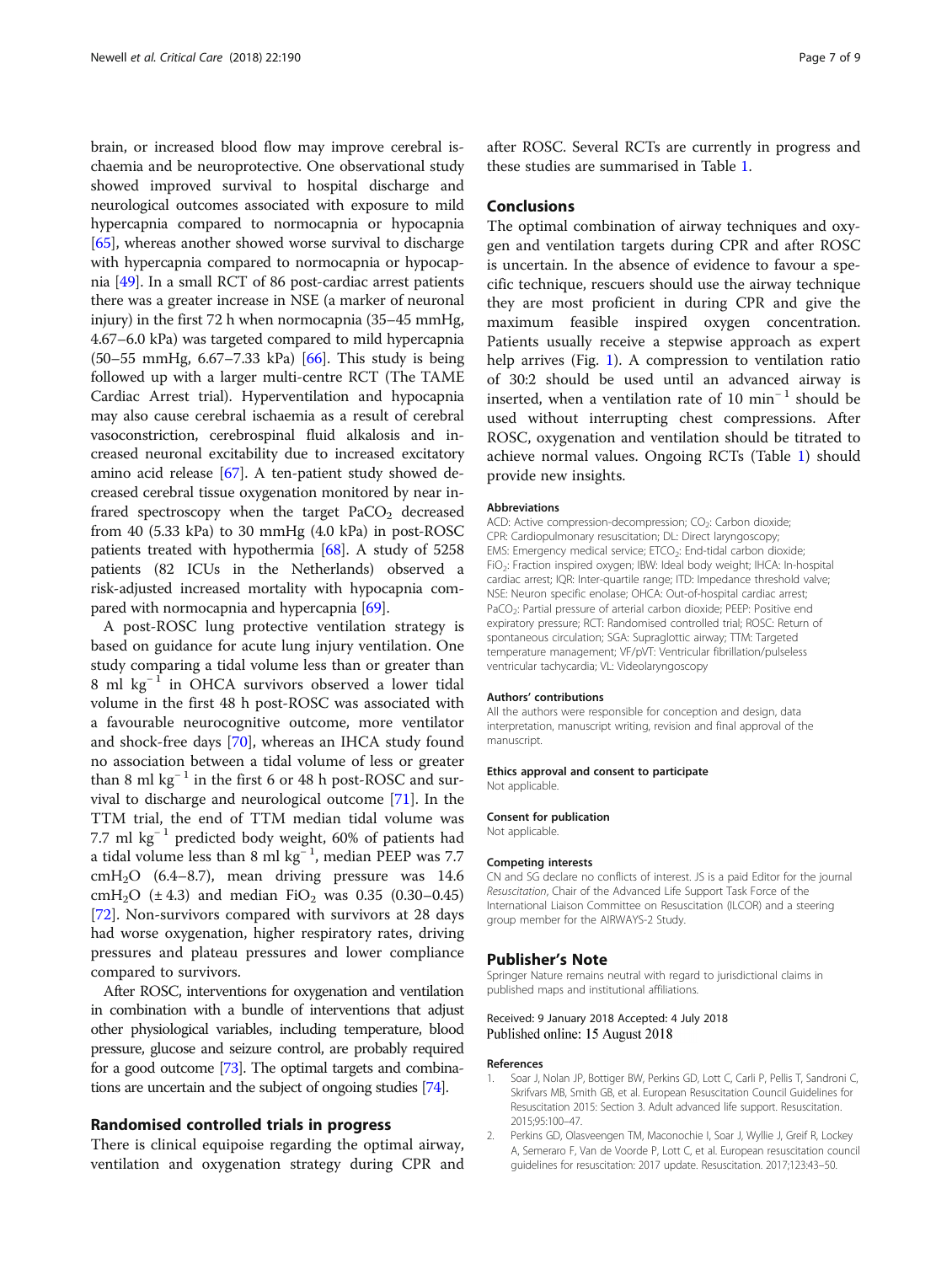brain, or increased blood flow may improve cerebral ischaemia and be neuroprotective. One observational study showed improved survival to hospital discharge and neurological outcomes associated with exposure to mild hypercapnia compared to normocapnia or hypocapnia [65], whereas another showed worse survival to discharge with hypercapnia compared to normocapnia or hypocapnia [49]. In a small RCT of 86 post-cardiac arrest patients there was a greater increase in NSE (a marker of neuronal injury) in the first 72 h when normocapnia (35–45 mmHg, 4.67–6.0 kPa) was targeted compared to mild hypercapnia (50–55 mmHg, 6.67–7.33 kPa) [66]. This study is being followed up with a larger multi-centre RCT (The TAME Cardiac Arrest trial). Hyperventilation and hypocapnia may also cause cerebral ischaemia as a result of cerebral vasoconstriction, cerebrospinal fluid alkalosis and increased neuronal excitability due to increased excitatory amino acid release [67]. A ten-patient study showed decreased cerebral tissue oxygenation monitored by near infrared spectroscopy when the target $PaCO_2$ decreased from 40 (5.33 kPa) to 30 mmHg (4.0 kPa) in post-ROSC patients treated with hypothermia [68]. A study of 5258 patients (82 ICUs in the Netherlands) observed a risk-adjusted increased mortality with hypocapnia compared with normocapnia and hypercapnia [69].

A post-ROSC lung protective ventilation strategy is based on guidance for acute lung injury ventilation. One study comparing a tidal volume less than or greater than 8 ml $kg^{-1}$ in OHCA survivors observed a lower tidal volume in the first 48 h post-ROSC was associated with a favourable neurocognitive outcome, more ventilator and shock-free days [70], whereas an IHCA study found no association between a tidal volume of less or greater than 8 ml $kg^{-1}$ in the first 6 or 48 h post-ROSC and survival to discharge and neurological outcome [71]. In the TTM trial, the end of TTM median tidal volume was 7.7 ml $kg^{-1}$ predicted body weight, 60% of patients had a tidal volume less than 8 ml $kg^{-1}$, median PEEP was 7.7 $cmH_2O$ (6.4–8.7), mean driving pressure was 14.6 $cmH_2O$ (± 4.3) and median $FiO_2$ was 0.35 (0.30–0.45) [72]. Non-survivors compared with survivors at 28 days had worse oxygenation, higher respiratory rates, driving pressures and plateau pressures and lower compliance compared to survivors.

After ROSC, interventions for oxygenation and ventilation in combination with a bundle of interventions that adjust other physiological variables, including temperature, blood pressure, glucose and seizure control, are probably required for a good outcome [73]. The optimal targets and combinations are uncertain and the subject of ongoing studies [74].

## Randomised controlled trials in progress

There is clinical equipoise regarding the optimal airway, ventilation and oxygenation strategy during CPR and after ROSC. Several RCTs are currently in progress and these studies are summarised in Table 1.

## Conclusions

The optimal combination of airway techniques and oxygen and ventilation targets during CPR and after ROSC is uncertain. In the absence of evidence to favour a specific technique, rescuers should use the airway technique they are most proficient in during CPR and give the maximum feasible inspired oxygen concentration. Patients usually receive a stepwise approach as expert help arrives (Fig. 1). A compression to ventilation ratio of 30:2 should be used until an advanced airway is inserted, when a ventilation rate of 10 $min^{-1}$ should be used without interrupting chest compressions. After ROSC, oxygenation and ventilation should be titrated to achieve normal values. Ongoing RCTs (Table 1) should provide new insights.

#### Abbreviations

ACD: Active compression-decompression; $CO_2$: Carbon dioxide; CPR: Cardiopulmonary resuscitation; DL: Direct laryngoscopy; EMS: Emergency medical service; $ETCO_2$: End-tidal carbon dioxide; $FiO_2$: Fraction inspired oxygen; IBW: Ideal body weight; IHCA: In-hospital cardiac arrest; IQR: Inter-quartile range; ITD: Impedance threshold valve; NSE: Neuron specific enolase; OHCA: Out-of-hospital cardiac arrest; $PaCO_2$: Partial pressure of arterial carbon dioxide; PEEP: Positive end expiratory pressure; RCT: Randomised controlled trial; ROSC: Return of spontaneous circulation; SGA: Supraglottic airway; TTM: Targeted temperature management; VF/pVT: Ventricular fibrillation/pulseless ventricular tachycardia; VL: Videolaryngoscopy

#### Authors' contributions

All the authors were responsible for conception and design, data interpretation, manuscript writing, revision and final approval of the manuscript.

#### Ethics approval and consent to participate

Not applicable.

#### Consent for publication

Not applicable.

#### Competing interests

CN and SG declare no conflicts of interest. JS is a paid Editor for the journal *Resuscitation*, Chair of the Advanced Life Support Task Force of the International Liaison Committee on Resuscitation (ILCOR) and a steering group member for the AIRWAYS-2 Study.

## Publisher's Note

Springer Nature remains neutral with regard to jurisdictional claims in published maps and institutional affiliations.

Received: 9 January 2018 Accepted: 4 July 2018
Published online: 15 August 2018

#### References

1. Soar J, Nolan JP, Bottiger BW, Perkins GD, Lott C, Carli P, Pellis T, Sandroni C, Skrifvars MB, Smith GB, et al. European Resuscitation Council Guidelines for Resuscitation 2015: Section 3. Adult advanced life support. Resuscitation. 2015;95:100–47.
2. Perkins GD, Olasveengen TM, Maconochie I, Soar J, Wyllie J, Greif R, Lockey A, Semeraro F, Van de Voorde P, Lott C, et al. European resuscitation council guidelines for resuscitation: 2017 update. Resuscitation. 2017;123:43–50.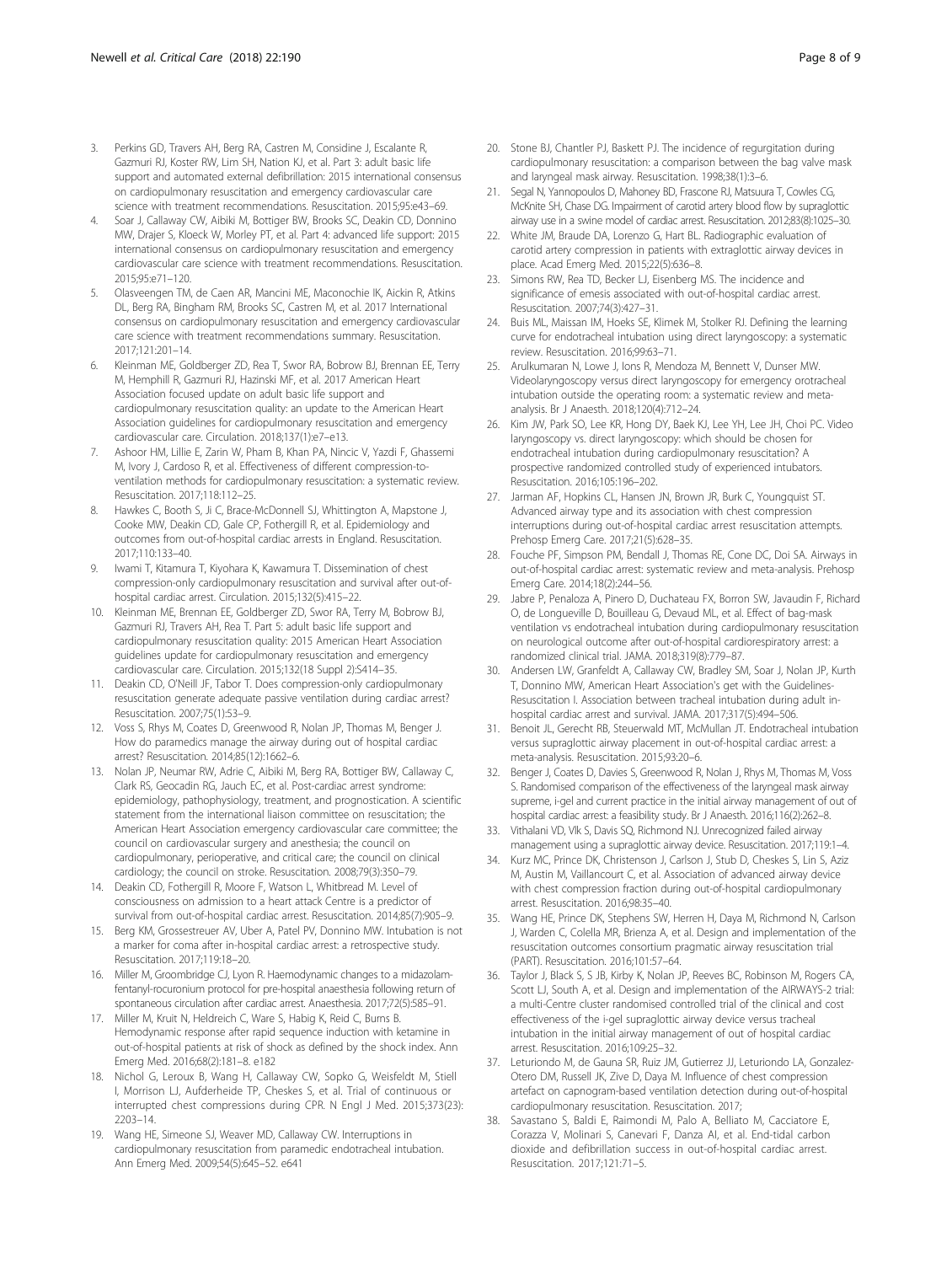3. Perkins GD, Travers AH, Berg RA, Castren M, Considine J, Escalante R, Gazmuri RJ, Koster RW, Lim SH, Nation KJ, et al. Part 3: adult basic life support and automated external defibrillation: 2015 international consensus on cardiopulmonary resuscitation and emergency cardiovascular care science with treatment recommendations. Resuscitation. 2015;95:e43–69.
4. Soar J, Callaway CW, Aibiki M, Bottiger BW, Brooks SC, Deakin CD, Donnino MW, Drajer S, Kloeck W, Morley PT, et al. Part 4: advanced life support: 2015 international consensus on cardiopulmonary resuscitation and emergency cardiovascular care science with treatment recommendations. Resuscitation. 2015;95:e71–120.
5. Olasveengen TM, de Caen AR, Mancini ME, Maconochie IK, Aickin R, Atkins DL, Berg RA, Bingham RM, Brooks SC, Castren M, et al. 2017 International consensus on cardiopulmonary resuscitation and emergency cardiovascular care science with treatment recommendations summary. Resuscitation. 2017;121:201–14.
6. Kleinman ME, Goldberger ZD, Rea T, Swor RA, Bobrow BJ, Brennan EE, Terry M, Hemphill R, Gazmuri RJ, Hazinski MF, et al. 2017 American Heart Association focused update on adult basic life support and cardiopulmonary resuscitation quality: an update to the American Heart Association guidelines for cardiopulmonary resuscitation and emergency cardiovascular care. Circulation. 2018;137(1):e7–e13.
7. Ashoor HM, Lillie E, Zarin W, Pham B, Khan PA, Nincic V, Yazdi F, Ghassemi M, Ivory J, Cardoso R, et al. Effectiveness of different compression-to-ventilation methods for cardiopulmonary resuscitation: a systematic review. Resuscitation. 2017;118:112–25.
8. Hawkes C, Booth S, Ji C, Brace-McDonnell SJ, Whittington A, Mapstone J, Cooke MW, Deakin CD, Gale CP, Fothergill R, et al. Epidemiology and outcomes from out-of-hospital cardiac arrests in England. Resuscitation. 2017;110:133–40.
9. Iwami T, Kitamura T, Kiyohara K, Kawamura T. Dissemination of chest compression-only cardiopulmonary resuscitation and survival after out-of-hospital cardiac arrest. Circulation. 2015;132(5):415–22.
10. Kleinman ME, Brennan EE, Goldberger ZD, Swor RA, Terry M, Bobrow BJ, Gazmuri RJ, Travers AH, Rea T. Part 5: adult basic life support and cardiopulmonary resuscitation quality: 2015 American Heart Association guidelines update for cardiopulmonary resuscitation and emergency cardiovascular care. Circulation. 2015;132(18 Suppl 2):S414–35.
11. Deakin CD, O'Neill JF, Tabor T. Does compression-only cardiopulmonary resuscitation generate adequate passive ventilation during cardiac arrest? Resuscitation. 2007;75(1):53–9.
12. Voss S, Rhys M, Coates D, Greenwood R, Nolan JP, Thomas M, Benger J. How do paramedics manage the airway during out of hospital cardiac arrest? Resuscitation. 2014;85(12):1662–6.
13. Nolan JP, Neumar RW, Adrie C, Aibiki M, Berg RA, Bottiger BW, Callaway C, Clark RS, Geocadin RG, Jauch EC, et al. Post-cardiac arrest syndrome: epidemiology, pathophysiology, treatment, and prognostication. A scientific statement from the international liaison committee on resuscitation; the American Heart Association emergency cardiovascular care committee; the council on cardiovascular surgery and anesthesia; the council on cardiopulmonary, perioperative, and critical care; the council on clinical cardiology; the council on stroke. Resuscitation. 2008;79(3):350–79.
14. Deakin CD, Fothergill R, Moore F, Watson L, Whitbread M. Level of consciousness on admission to a heart attack Centre is a predictor of survival from out-of-hospital cardiac arrest. Resuscitation. 2014;85(7):905–9.
15. Berg KM, Grossestreuer AV, Uber A, Patel PV, Donnino MW. Intubation is not a marker for coma after in-hospital cardiac arrest: a retrospective study. Resuscitation. 2017;119:18–20.
16. Miller M, Groombridge CJ, Lyon R. Haemodynamic changes to a midazolam-fentanyl-rocuronium protocol for pre-hospital anaesthesia following return of spontaneous circulation after cardiac arrest. Anaesthesia. 2017;72(5):585–91.
17. Miller M, Kruit N, Heldreich C, Ware S, Habig K, Reid C, Burns B. Hemodynamic response after rapid sequence induction with ketamine in out-of-hospital patients at risk of shock as defined by the shock index. Ann Emerg Med. 2016;68(2):181–8. e182
18. Nichol G, Leroux B, Wang H, Callaway CW, Sopko G, Weisfeldt M, Stiell I, Morrison LJ, Aufderheide TP, Cheskes S, et al. Trial of continuous or interrupted chest compressions during CPR. N Engl J Med. 2015;373(23):2203–14.
19. Wang HE, Simeone SJ, Weaver MD, Callaway CW. Interruptions in cardiopulmonary resuscitation from paramedic endotracheal intubation. Ann Emerg Med. 2009;54(5):645–52. e641
20. Stone BJ, Chantler PJ, Baskett PJ. The incidence of regurgitation during cardiopulmonary resuscitation: a comparison between the bag valve mask and laryngeal mask airway. Resuscitation. 1998;38(1):3–6.
21. Segal N, Yannopoulos D, Mahoney BD, Frascone RJ, Matsuura T, Cowles CG, McKnite SH, Chase DG. Impairment of carotid artery blood flow by supraglottic airway use in a swine model of cardiac arrest. Resuscitation. 2012;83(8):1025–30.
22. White JM, Braude DA, Lorenzo G, Hart BL. Radiographic evaluation of carotid artery compression in patients with extraglottic airway devices in place. Acad Emerg Med. 2015;22(5):636–8.
23. Simons RW, Rea TD, Becker LJ, Eisenberg MS. The incidence and significance of emesis associated with out-of-hospital cardiac arrest. Resuscitation. 2007;74(3):427–31.
24. Buis ML, Maissan IM, Hoeks SE, Klimek M, Stolker RJ. Defining the learning curve for endotracheal intubation using direct laryngoscopy: a systematic review. Resuscitation. 2016;99:63–71.
25. Arulkumaran N, Lowe J, Ions R, Mendoza M, Bennett V, Dunser MW. Videolaryngoscopy versus direct laryngoscopy for emergency orotracheal intubation outside the operating room: a systematic review and meta-analysis. Br J Anaesth. 2018;120(4):712–24.
26. Kim JW, Park SO, Lee KR, Hong DY, Baek KJ, Lee YH, Lee JH, Choi PC. Video laryngoscopy vs. direct laryngoscopy: which should be chosen for endotracheal intubation during cardiopulmonary resuscitation? A prospective randomized controlled study of experienced intubators. Resuscitation. 2016;105:196–202.
27. Jarman AF, Hopkins CL, Hansen JN, Brown JR, Burk C, Youngquist ST. Advanced airway type and its association with chest compression interruptions during out-of-hospital cardiac arrest resuscitation attempts. Prehosp Emerg Care. 2017;21(5):628–35.
28. Fouche PF, Simpson PM, Bendall J, Thomas RE, Cone DC, Doi SA. Airways in out-of-hospital cardiac arrest: systematic review and meta-analysis. Prehosp Emerg Care. 2014;18(2):244–56.
29. Jabre P, Penaloza A, Pinero D, Duchateau FX, Borron SW, Javaudin F, Richard O, de Longueville D, Bouilleau G, Devaud ML, et al. Effect of bag-mask ventilation vs endotracheal intubation during cardiopulmonary resuscitation on neurological outcome after out-of-hospital cardiorespiratory arrest: a randomized clinical trial. JAMA. 2018;319(8):779–87.
30. Andersen LW, Granfeldt A, Callaway CW, Bradley SM, Soar J, Nolan JP, Kurth T, Donnino MW, American Heart Association's get with the Guidelines-Resuscitation I. Association between tracheal intubation during adult in-hospital cardiac arrest and survival. JAMA. 2017;317(5):494–506.
31. Benoit JL, Gerecht RB, Steuerwald MT, McMullan JT. Endotracheal intubation versus supraglottic airway placement in out-of-hospital cardiac arrest: a meta-analysis. Resuscitation. 2015;93:20–6.
32. Benger J, Coates D, Davies S, Greenwood R, Nolan J, Rhys M, Thomas M, Voss S. Randomised comparison of the effectiveness of the laryngeal mask airway supreme, i-gel and current practice in the initial airway management of out of hospital cardiac arrest: a feasibility study. Br J Anaesth. 2016;116(2):262–8.
33. Vithalani VD, Vlk S, Davis SQ, Richmond NJ. Unrecognized failed airway management using a supraglottic airway device. Resuscitation. 2017;119:1–4.
34. Kurz MC, Prince DK, Christenson J, Carlson J, Stub D, Cheskes S, Lin S, Aziz M, Austin M, Vaillancourt C, et al. Association of advanced airway device with chest compression fraction during out-of-hospital cardiopulmonary arrest. Resuscitation. 2016;98:35–40.
35. Wang HE, Prince DK, Stephens SW, Herren H, Daya M, Richmond N, Carlson J, Warden C, Colella MR, Brienza A, et al. Design and implementation of the resuscitation outcomes consortium pragmatic airway resuscitation trial (PART). Resuscitation. 2016;101:57–64.
36. Taylor J, Black S, S JB, Kirby K, Nolan JP, Reeves BC, Robinson M, Rogers CA, Scott LJ, South A, et al. Design and implementation of the AIRWAYS-2 trial: a multi-Centre cluster randomised controlled trial of the clinical and cost effectiveness of the i-gel supraglottic airway device versus tracheal intubation in the initial airway management of out of hospital cardiac arrest. Resuscitation. 2016;109:25–32.
37. Leturiondo M, de Gauna SR, Ruiz JM, Gutierrez JJ, Leturiondo LA, Gonzalez-Otero DM, Russell JK, Zive D, Daya M. Influence of chest compression artefact on capnogram-based ventilation detection during out-of-hospital cardiopulmonary resuscitation. Resuscitation. 2017;
38. Savastano S, Baldi E, Raimondi M, Palo A, Belliato M, Cacciatore E, Corazza V, Molinari S, Canevari F, Danza AI, et al. End-tidal carbon dioxide and defibrillation success in out-of-hospital cardiac arrest. Resuscitation. 2017;121:71–5.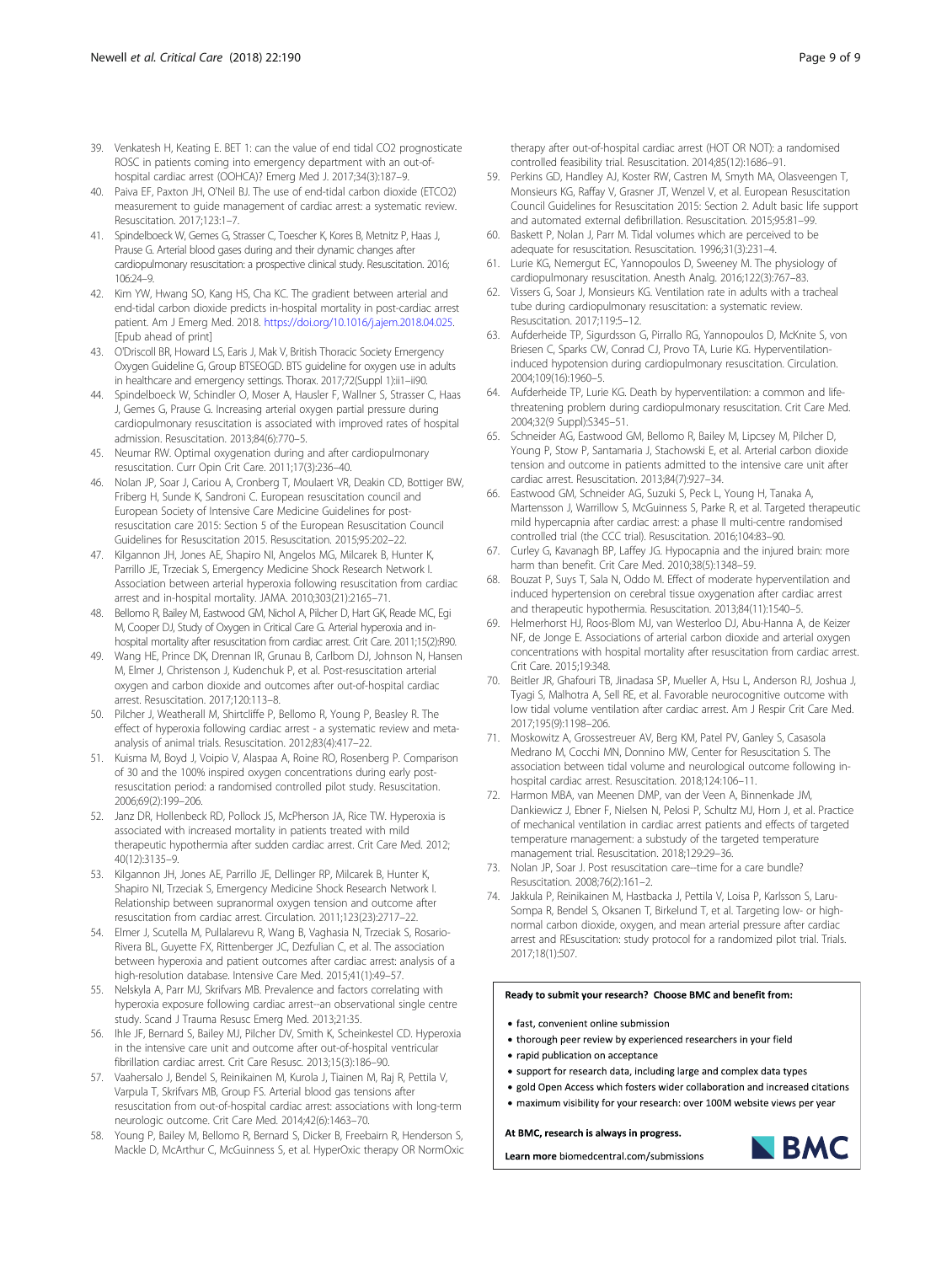39. Venkatesh H, Keating E. BET 1: can the value of end tidal CO2 prognosticate ROSC in patients coming into emergency department with an out-of-hospital cardiac arrest (OOHCA)? Emerg Med J. 2017;34(3):187–9.
40. Paiva EF, Paxton JH, O'Neil BJ. The use of end-tidal carbon dioxide (ETCO2) measurement to guide management of cardiac arrest: a systematic review. Resuscitation. 2017;123:1–7.
41. Spindelboeck W, Gemes G, Strasser C, Toescher K, Kores B, Metnitz P, Haas J, Prause G. Arterial blood gases during and their dynamic changes after cardiopulmonary resuscitation: a prospective clinical study. Resuscitation. 2016; 106:24–9.
42. Kim YW, Hwang SO, Kang HS, Cha KC. The gradient between arterial and end-tidal carbon dioxide predicts in-hospital mortality in post-cardiac arrest patient. Am J Emerg Med. 2018. https://doi.org/10.1016/j.ajem.2018.04.025. [Epub ahead of print]
43. O'Driscoll BR, Howard LS, Earis J, Mak V, British Thoracic Society Emergency Oxygen Guideline G, Group BTSEOGD. BTS guideline for oxygen use in adults in healthcare and emergency settings. Thorax. 2017;72(Suppl 1):ii1–ii90.
44. Spindelboeck W, Schindler O, Moser A, Hausler F, Wallner S, Strasser C, Haas J, Gemes G, Prause G. Increasing arterial oxygen partial pressure during cardiopulmonary resuscitation is associated with improved rates of hospital admission. Resuscitation. 2013;84(6):770–5.
45. Neumar RW. Optimal oxygenation during and after cardiopulmonary resuscitation. Curr Opin Crit Care. 2011;17(3):236–40.
46. Nolan JP, Soar J, Cariou A, Cronberg T, Moulaert VR, Deakin CD, Bottiger BW, Friberg H, Sunde K, Sandroni C. European resuscitation council and European Society of Intensive Care Medicine Guidelines for post-resuscitation care 2015: Section 5 of the European Resuscitation Council Guidelines for Resuscitation 2015. Resuscitation. 2015;95:202–22.
47. Kilgannon JH, Jones AE, Shapiro NI, Angelos MG, Milcarek B, Hunter K, Parrillo JE, Trzeciak S, Emergency Medicine Shock Research Network I. Association between arterial hyperoxia following resuscitation from cardiac arrest and in-hospital mortality. JAMA. 2010;303(21):2165–71.
48. Bellomo R, Bailey M, Eastwood GM, Nichol A, Pilcher D, Hart GK, Reade MC, Egi M, Cooper DJ, Study of Oxygen in Critical Care G. Arterial hyperoxia and in-hospital mortality after resuscitation from cardiac arrest. Crit Care. 2011;15(2):R90.
49. Wang HE, Prince DK, Drennan IR, Grunau B, Carlbom DJ, Johnson N, Hansen M, Elmer J, Christenson J, Kudenchuk P, et al. Post-resuscitation arterial oxygen and carbon dioxide and outcomes after out-of-hospital cardiac arrest. Resuscitation. 2017;120:113–8.
50. Pilcher J, Weatherall M, Shirtcliffe P, Bellomo R, Young P, Beasley R. The effect of hyperoxia following cardiac arrest - a systematic review and meta-analysis of animal trials. Resuscitation. 2012;83(4):417–22.
51. Kuisma M, Boyd J, Voipio V, Alaspaa A, Roine RO, Rosenberg P. Comparison of 30 and the 100% inspired oxygen concentrations during early post-resuscitation period: a randomised controlled pilot study. Resuscitation. 2006;69(2):199–206.
52. Janz DR, Hollenbeck RD, Pollock JS, McPherson JA, Rice TW. Hyperoxia is associated with increased mortality in patients treated with mild therapeutic hypothermia after sudden cardiac arrest. Crit Care Med. 2012; 40(12):3135–9.
53. Kilgannon JH, Jones AE, Parrillo JE, Dellinger RP, Milcarek B, Hunter K, Shapiro NI, Trzeciak S, Emergency Medicine Shock Research Network I. Relationship between supranormal oxygen tension and outcome after resuscitation from cardiac arrest. Circulation. 2011;123(23):2717–22.
54. Elmer J, Scutella M, Pullalarevu R, Wang B, Vaghasia N, Trzeciak S, Rosario-Rivera BL, Guyette FX, Rittenberger JC, Dezfulian C, et al. The association between hyperoxia and patient outcomes after cardiac arrest: analysis of a high-resolution database. Intensive Care Med. 2015;41(1):49–57.
55. Nelskyla A, Parr MJ, Skrifvars MB. Prevalence and factors correlating with hyperoxia exposure following cardiac arrest--an observational single centre study. Scand J Trauma Resusc Emerg Med. 2013;21:35.
56. Ihle JF, Bernard S, Bailey MJ, Pilcher DV, Smith K, Scheinkestel CD. Hyperoxia in the intensive care unit and outcome after out-of-hospital ventricular fibrillation cardiac arrest. Crit Care Resusc. 2013;15(3):186–90.
57. Vaahersalo J, Bendel S, Reinikainen M, Kurola J, Tiainen M, Raj R, Pettila V, Varpula T, Skrifvars MB, Group FS. Arterial blood gas tensions after resuscitation from out-of-hospital cardiac arrest: associations with long-term neurologic outcome. Crit Care Med. 2014;42(6):1463–70.
58. Young P, Bailey M, Bellomo R, Bernard S, Dicker B, Freebairn R, Henderson S, Mackle D, McArthur C, McGuinness S, et al. HyperOxic therapy OR NormOxic therapy after out-of-hospital cardiac arrest (HOT OR NOT): a randomised controlled feasibility trial. Resuscitation. 2014;85(12):1686–91.
59. Perkins GD, Handley AJ, Koster RW, Castren M, Smyth MA, Olasveengen T, Monsieurs KG, Raffay V, Grasner JT, Wenzel V, et al. European Resuscitation Council Guidelines for Resuscitation 2015: Section 2. Adult basic life support and automated external defibrillation. Resuscitation. 2015;95:81–99.
60. Baskett P, Nolan J, Parr M. Tidal volumes which are perceived to be adequate for resuscitation. Resuscitation. 1996;31(3):231–4.
61. Lurie KG, Nemergut EC, Yannopoulos D, Sweeney M. The physiology of cardiopulmonary resuscitation. Anesth Analg. 2016;122(3):767–83.
62. Vissers G, Soar J, Monsieurs KG. Ventilation rate in adults with a tracheal tube during cardiopulmonary resuscitation: a systematic review. Resuscitation. 2017;119:5–12.
63. Aufderheide TP, Sigurdsson G, Pirrallo RG, Yannopoulos D, McKnite S, von Briesen C, Sparks CW, Conrad CJ, Provo TA, Lurie KG. Hyperventilation-induced hypotension during cardiopulmonary resuscitation. Circulation. 2004;109(16):1960–5.
64. Aufderheide TP, Lurie KG. Death by hyperventilation: a common and life-threatening problem during cardiopulmonary resuscitation. Crit Care Med. 2004;32(9 Suppl):S345–51.
65. Schneider AG, Eastwood GM, Bellomo R, Bailey M, Lipcsey M, Pilcher D, Young P, Stow P, Santamaria J, Stachowski E, et al. Arterial carbon dioxide tension and outcome in patients admitted to the intensive care unit after cardiac arrest. Resuscitation. 2013;84(7):927–34.
66. Eastwood GM, Schneider AG, Suzuki S, Peck L, Young H, Tanaka A, Martensson J, Warrillow S, McGuinness S, Parke R, et al. Targeted therapeutic mild hypercapnia after cardiac arrest: a phase II multi-centre randomised controlled trial (the CCC trial). Resuscitation. 2016;104:83–90.
67. Curley G, Kavanagh BP, Laffey JG. Hypocapnia and the injured brain: more harm than benefit. Crit Care Med. 2010;38(5):1348–59.
68. Bouzat P, Suys T, Sala N, Oddo M. Effect of moderate hyperventilation and induced hypertension on cerebral tissue oxygenation after cardiac arrest and therapeutic hypothermia. Resuscitation. 2013;84(11):1540–5.
69. Helmerhorst HJ, Roos-Blom MJ, van Westerloo DJ, Abu-Hanna A, de Keizer NF, de Jonge E. Associations of arterial carbon dioxide and arterial oxygen concentrations with hospital mortality after resuscitation from cardiac arrest. Crit Care. 2015;19:348.
70. Beitler JR, Ghafouri TB, Jinadasa SP, Mueller A, Hsu L, Anderson RJ, Joshua J, Tyagi S, Malhotra A, Sell RE, et al. Favorable neurocognitive outcome with low tidal volume ventilation after cardiac arrest. Am J Respir Crit Care Med. 2017;195(9):1198–206.
71. Moskowitz A, Grossestreuer AV, Berg KM, Patel PV, Ganley S, Casasola Medrano M, Cocchi MN, Donnino MW, Center for Resuscitation S. The association between tidal volume and neurological outcome following in-hospital cardiac arrest. Resuscitation. 2018;124:106–11.
72. Harmon MBA, van Meenen DMP, van der Veen A, Binnenkade JM, Dankiewicz J, Ebner F, Nielsen N, Pelosi P, Schultz MJ, Horn J, et al. Practice of mechanical ventilation in cardiac arrest patients and effects of targeted temperature management: a substudy of the targeted temperature management trial. Resuscitation. 2018;129:29–36.
73. Nolan JP, Soar J. Post resuscitation care--time for a care bundle? Resuscitation. 2008;76(2):161–2.
74. Jakkula P, Reinikainen M, Hastbacka J, Pettila V, Loisa P, Karlsson S, Laru-Sompa R, Bendel S, Oksanen T, Birkelund T, et al. Targeting low- or high-normal carbon dioxide, oxygen, and mean arterial pressure after cardiac arrest and REsuscitation: study protocol for a randomized pilot trial. Trials. 2017;18(1):507.

**Ready to submit your research? Choose BMC and benefit from:**

- fast, convenient online submission
- thorough peer review by experienced researchers in your field
- rapid publication on acceptance
- support for research data, including large and complex data types
- gold Open Access which fosters wider collaboration and increased citations
- maximum visibility for your research: over 100M website views per year

**At BMC, research is always in progress.**

**Learn more** biomedcentral.com/submissions